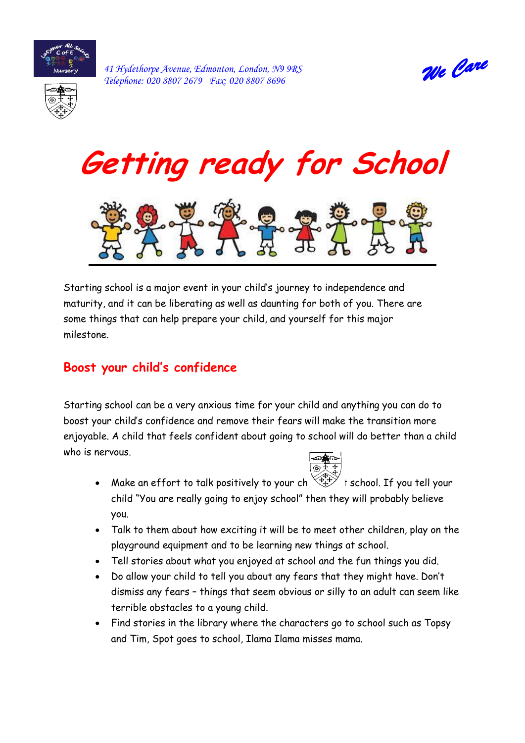*41 Hydethorpe Avenue, Edmonton, London, N9 9RS*
*Telephone: 020 8807 2679   Fax: 020 8807 8696*

*We Care*

# Getting ready for School

Starting school is a major event in your child's journey to independence and maturity, and it can be liberating as well as daunting for both of you. There are some things that can help prepare your child, and yourself for this major milestone.

## Boost your child's confidence

Starting school can be a very anxious time for your child and anything you can do to boost your child's confidence and remove their fears will make the transition more enjoyable. A child that feels confident about going to school will do better than a child who is nervous.

- Make an effort to talk positively to your ch t school. If you tell your child "You are really going to enjoy school" then they will probably believe you.
- Talk to them about how exciting it will be to meet other children, play on the playground equipment and to be learning new things at school.
- Tell stories about what you enjoyed at school and the fun things you did.
- Do allow your child to tell you about any fears that they might have. Don't dismiss any fears – things that seem obvious or silly to an adult can seem like terrible obstacles to a young child.
- Find stories in the library where the characters go to school such as Topsy and Tim, Spot goes to school, Ilama Ilama misses mama.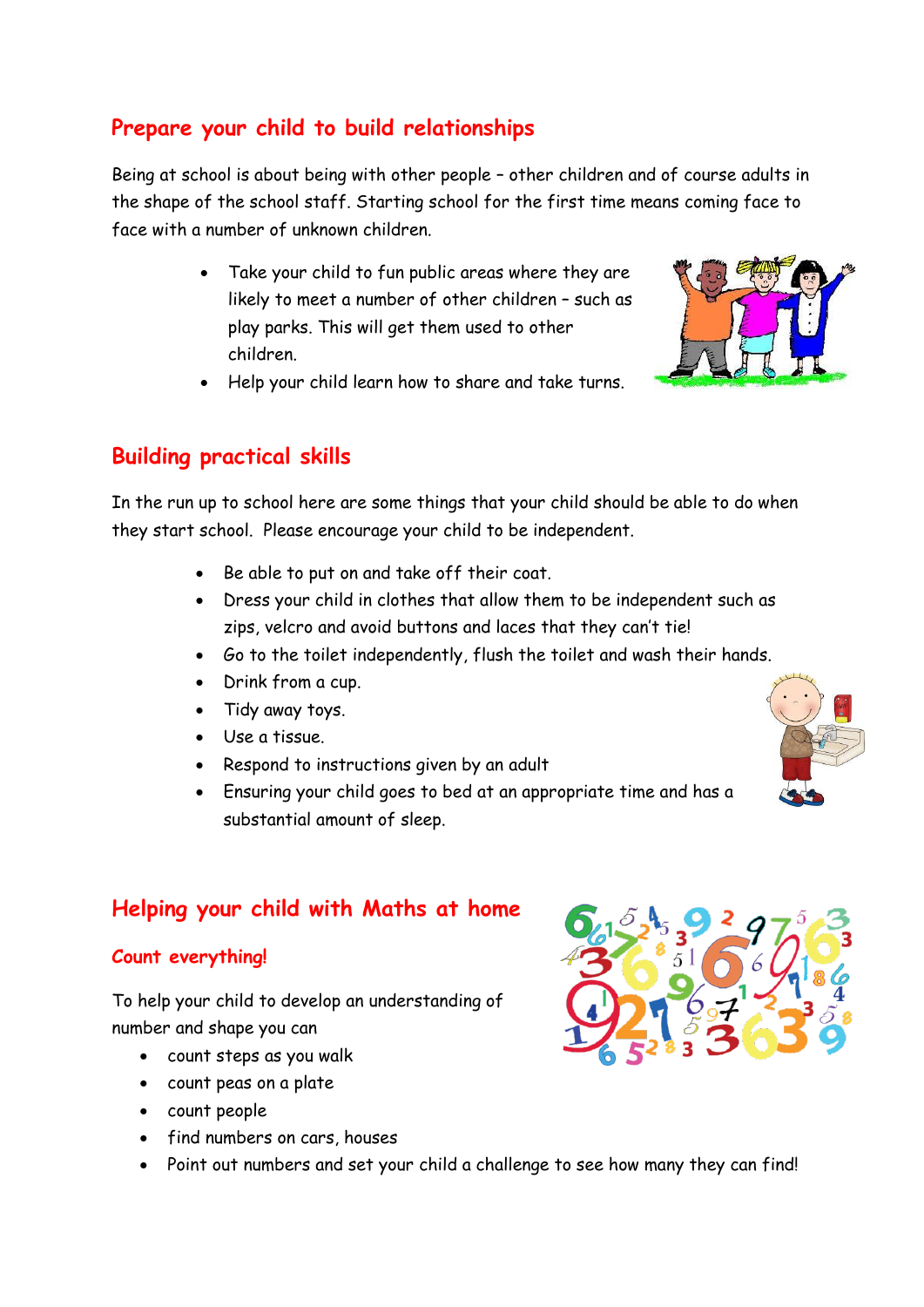## Prepare your child to build relationships

Being at school is about being with other people – other children and of course adults in the shape of the school staff. Starting school for the first time means coming face to face with a number of unknown children.

- Take your child to fun public areas where they are likely to meet a number of other children – such as play parks. This will get them used to other children.
- Help your child learn how to share and take turns.

## Building practical skills

In the run up to school here are some things that your child should be able to do when they start school. Please encourage your child to be independent.

- Be able to put on and take off their coat.
- Dress your child in clothes that allow them to be independent such as zips, velcro and avoid buttons and laces that they can't tie!
- Go to the toilet independently, flush the toilet and wash their hands.
- Drink from a cup.
- Tidy away toys.
- Use a tissue.
- Respond to instructions given by an adult
- Ensuring your child goes to bed at an appropriate time and has a substantial amount of sleep.

## Helping your child with Maths at home

### Count everything!

To help your child to develop an understanding of number and shape you can

- count steps as you walk
- count peas on a plate
- count people
- find numbers on cars, houses
- Point out numbers and set your child a challenge to see how many they can find!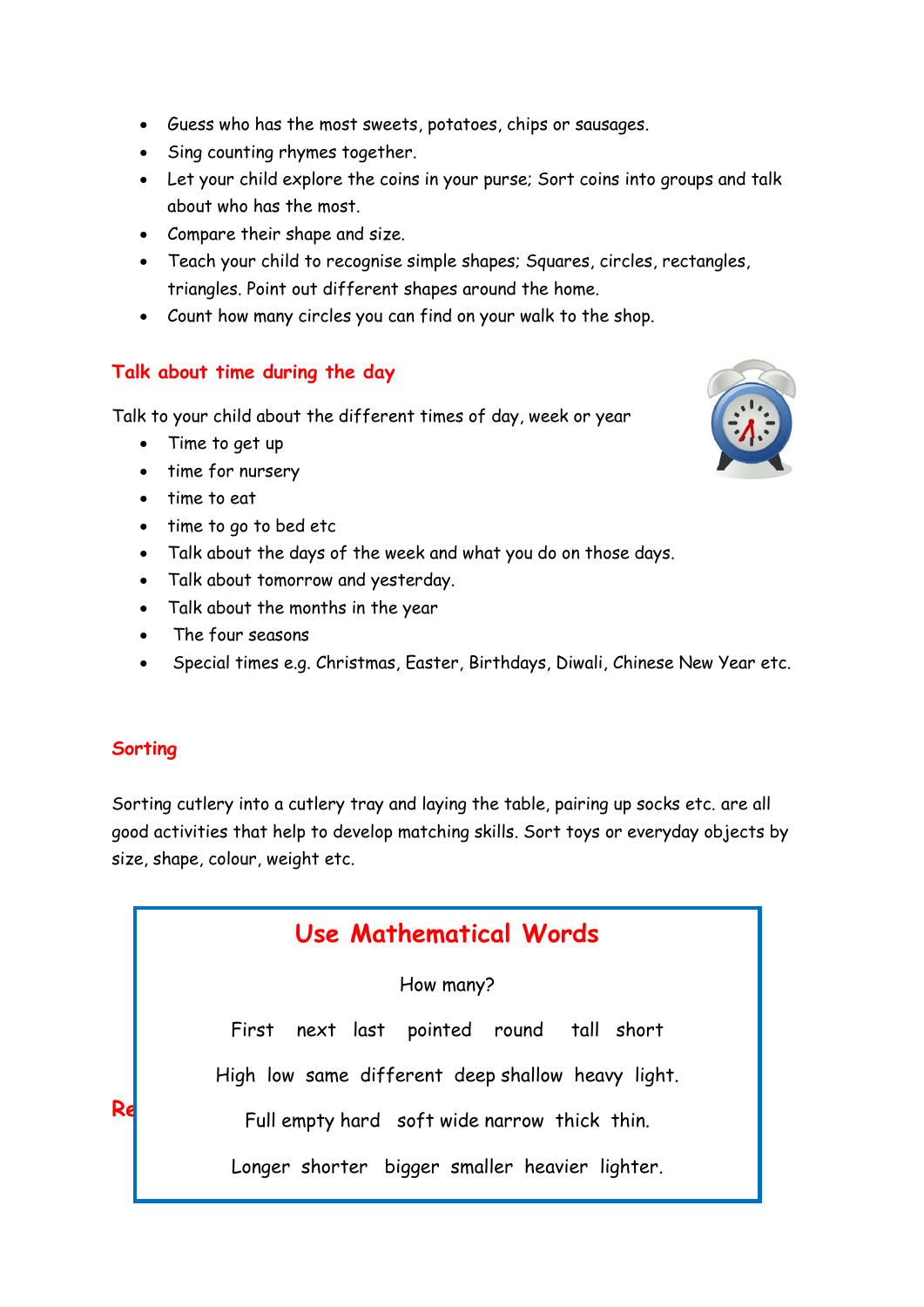- Guess who has the most sweets, potatoes, chips or sausages.
- Sing counting rhymes together.
- Let your child explore the coins in your purse; Sort coins into groups and talk about who has the most.
- Compare their shape and size.
- Teach your child to recognise simple shapes; Squares, circles, rectangles, triangles. Point out different shapes around the home.
- Count how many circles you can find on your walk to the shop.

## Talk about time during the day

Talk to your child about the different times of day, week or year

- Time to get up
- time for nursery
- time to eat
- time to go to bed etc
- Talk about the days of the week and what you do on those days.
- Talk about tomorrow and yesterday.
- Talk about the months in the year
- The four seasons
- Special times e.g. Christmas, Easter, Birthdays, Diwali, Chinese New Year etc.

## Sorting

Sorting cutlery into a cutlery tray and laying the table, pairing up socks etc. are all good activities that help to develop matching skills. Sort toys or everyday objects by size, shape, colour, weight etc.

## Use Mathematical Words

How many?

First next last pointed round tall short

High low same different deep shallow heavy light.

Full empty hard soft wide narrow thick thin.

Longer shorter bigger smaller heavier lighter.

Re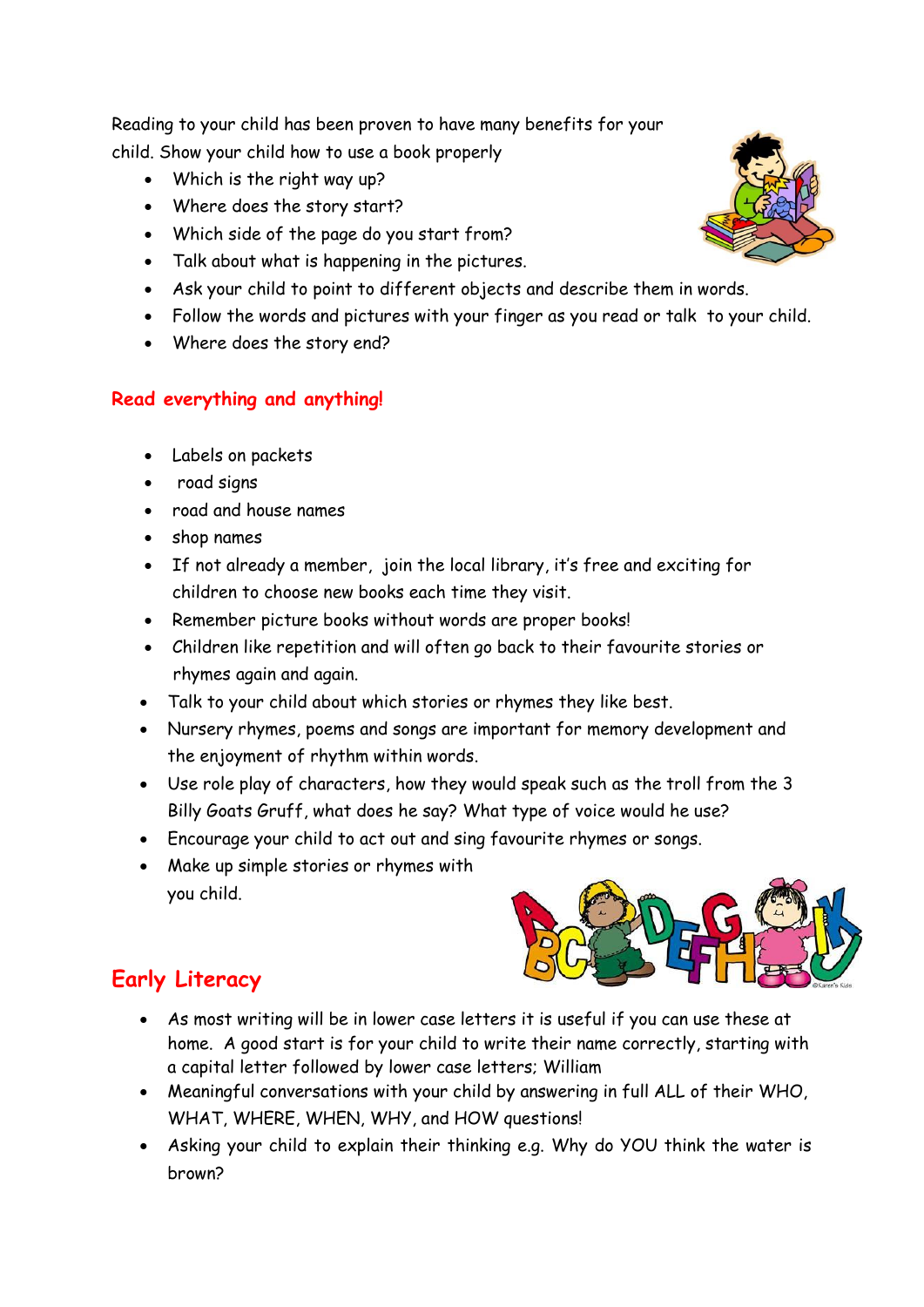Reading to your child has been proven to have many benefits for your child. Show your child how to use a book properly

- Which is the right way up?
- Where does the story start?
- Which side of the page do you start from?
- Talk about what is happening in the pictures.
- Ask your child to point to different objects and describe them in words.
- Follow the words and pictures with your finger as you read or talk to your child.
- Where does the story end?

## Read everything and anything!

- Labels on packets
- road signs
- road and house names
- shop names
- If not already a member, join the local library, it's free and exciting for children to choose new books each time they visit.
- Remember picture books without words are proper books!
- Children like repetition and will often go back to their favourite stories or rhymes again and again.
- Talk to your child about which stories or rhymes they like best.
- Nursery rhymes, poems and songs are important for memory development and the enjoyment of rhythm within words.
- Use role play of characters, how they would speak such as the troll from the 3 Billy Goats Gruff, what does he say? What type of voice would he use?
- Encourage your child to act out and sing favourite rhymes or songs.
- Make up simple stories or rhymes with you child.

## Early Literacy

- As most writing will be in lower case letters it is useful if you can use these at home. A good start is for your child to write their name correctly, starting with a capital letter followed by lower case letters; William
- Meaningful conversations with your child by answering in full ALL of their WHO, WHAT, WHERE, WHEN, WHY, and HOW questions!
- Asking your child to explain their thinking e.g. Why do YOU think the water is brown?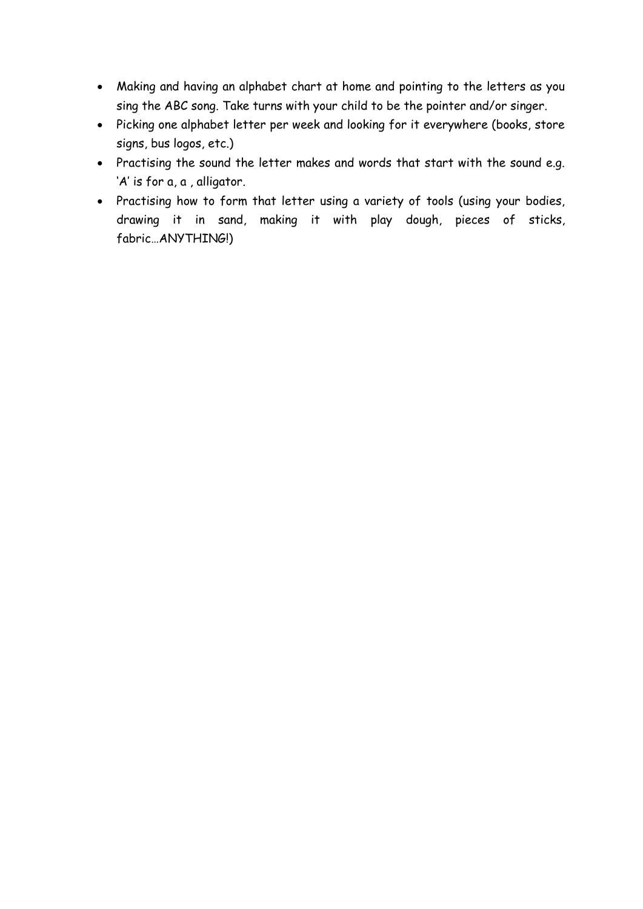- Making and having an alphabet chart at home and pointing to the letters as you sing the ABC song. Take turns with your child to be the pointer and/or singer.
- Picking one alphabet letter per week and looking for it everywhere (books, store signs, bus logos, etc.)
- Practising the sound the letter makes and words that start with the sound e.g. 'A' is for a, a , alligator.
- Practising how to form that letter using a variety of tools (using your bodies, drawing it in sand, making it with play dough, pieces of sticks, fabric…ANYTHING!)